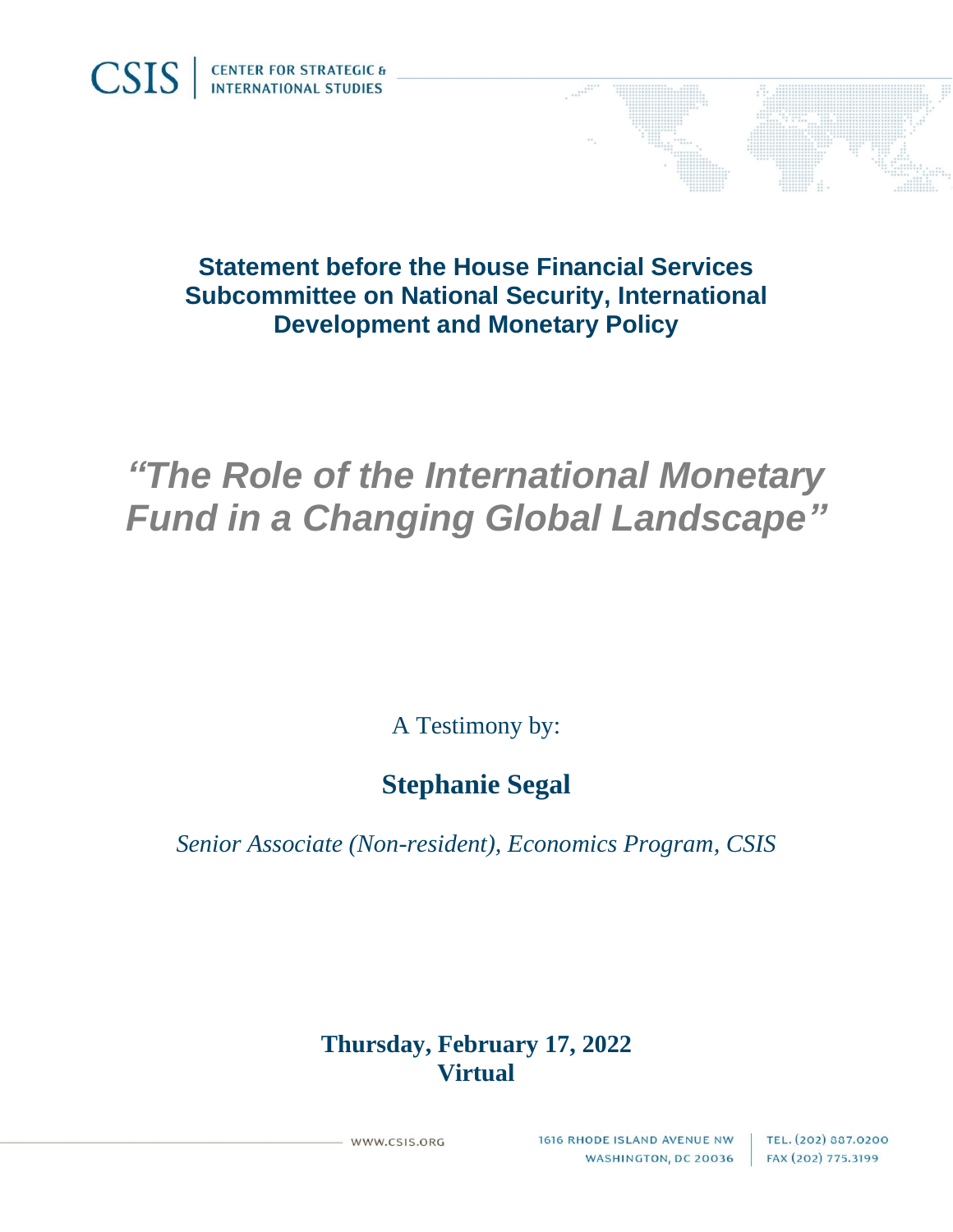CSIS | CENTER FOR STRATEGIC & INTERNATIONAL STUDIES

**Statement before the House Financial Services Subcommittee on National Security, International Development and Monetary Policy**

# *"The Role of the International Monetary Fund in a Changing Global Landscape"*

A Testimony by:

**Stephanie Segal**

*Senior Associate (Non-resident), Economics Program, CSIS*

**Thursday, February 17, 2022**
**Virtual**

WWW.CSIS.ORG

1616 RHODE ISLAND AVENUE NW
WASHINGTON, DC 20036

TEL. (202) 887.0200
FAX (202) 775.3199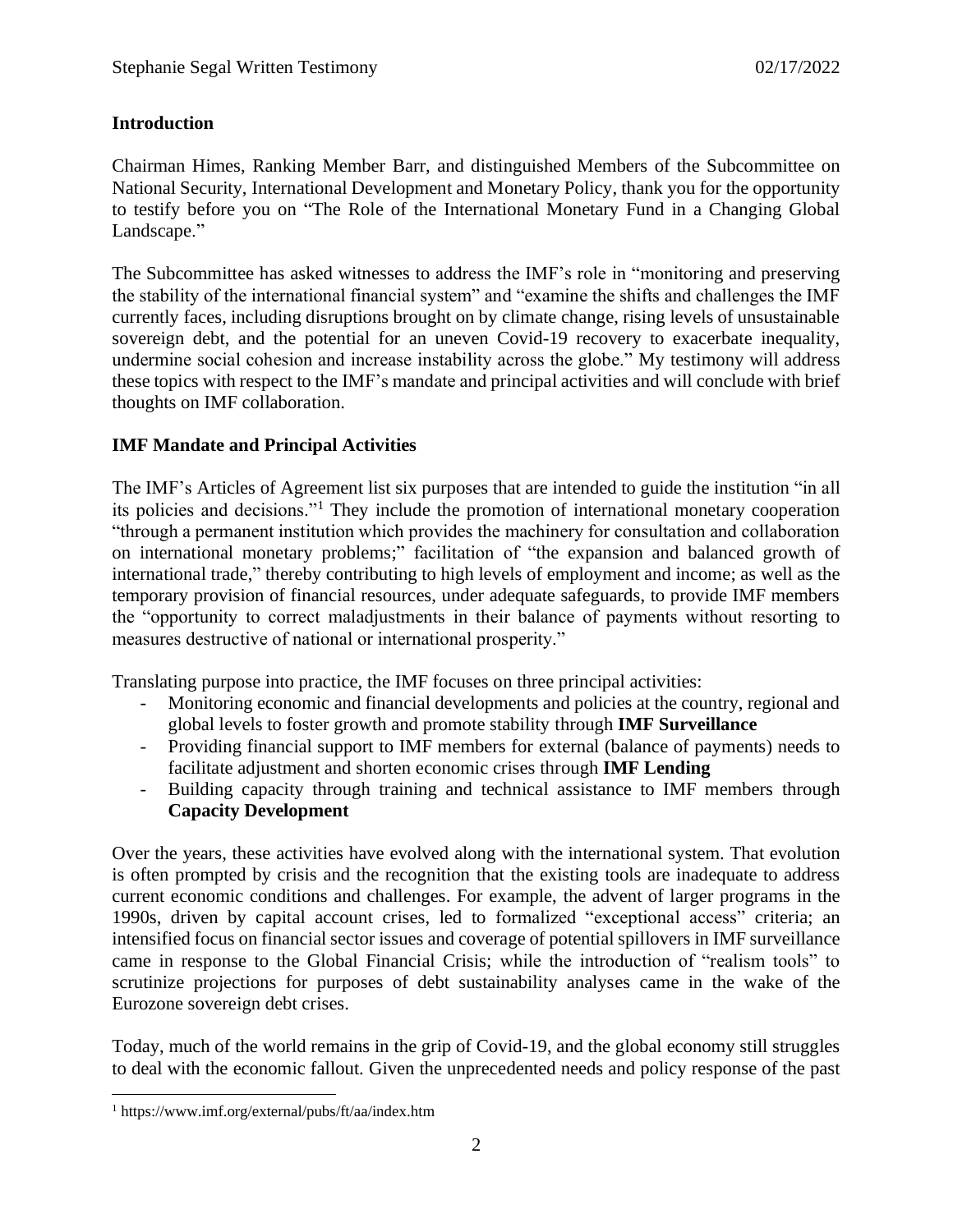## Introduction

Chairman Himes, Ranking Member Barr, and distinguished Members of the Subcommittee on National Security, International Development and Monetary Policy, thank you for the opportunity to testify before you on "The Role of the International Monetary Fund in a Changing Global Landscape."

The Subcommittee has asked witnesses to address the IMF's role in "monitoring and preserving the stability of the international financial system" and "examine the shifts and challenges the IMF currently faces, including disruptions brought on by climate change, rising levels of unsustainable sovereign debt, and the potential for an uneven Covid-19 recovery to exacerbate inequality, undermine social cohesion and increase instability across the globe." My testimony will address these topics with respect to the IMF's mandate and principal activities and will conclude with brief thoughts on IMF collaboration.

## IMF Mandate and Principal Activities

The IMF's Articles of Agreement list six purposes that are intended to guide the institution "in all its policies and decisions."[1] They include the promotion of international monetary cooperation "through a permanent institution which provides the machinery for consultation and collaboration on international monetary problems;" facilitation of "the expansion and balanced growth of international trade," thereby contributing to high levels of employment and income; as well as the temporary provision of financial resources, under adequate safeguards, to provide IMF members the "opportunity to correct maladjustments in their balance of payments without resorting to measures destructive of national or international prosperity."

Translating purpose into practice, the IMF focuses on three principal activities:

- Monitoring economic and financial developments and policies at the country, regional and global levels to foster growth and promote stability through **IMF Surveillance**
- Providing financial support to IMF members for external (balance of payments) needs to facilitate adjustment and shorten economic crises through **IMF Lending**
- Building capacity through training and technical assistance to IMF members through **Capacity Development**

Over the years, these activities have evolved along with the international system. That evolution is often prompted by crisis and the recognition that the existing tools are inadequate to address current economic conditions and challenges. For example, the advent of larger programs in the 1990s, driven by capital account crises, led to formalized "exceptional access" criteria; an intensified focus on financial sector issues and coverage of potential spillovers in IMF surveillance came in response to the Global Financial Crisis; while the introduction of "realism tools" to scrutinize projections for purposes of debt sustainability analyses came in the wake of the Eurozone sovereign debt crises.

Today, much of the world remains in the grip of Covid-19, and the global economy still struggles to deal with the economic fallout. Given the unprecedented needs and policy response of the past

[1] https://www.imf.org/external/pubs/ft/aa/index.htm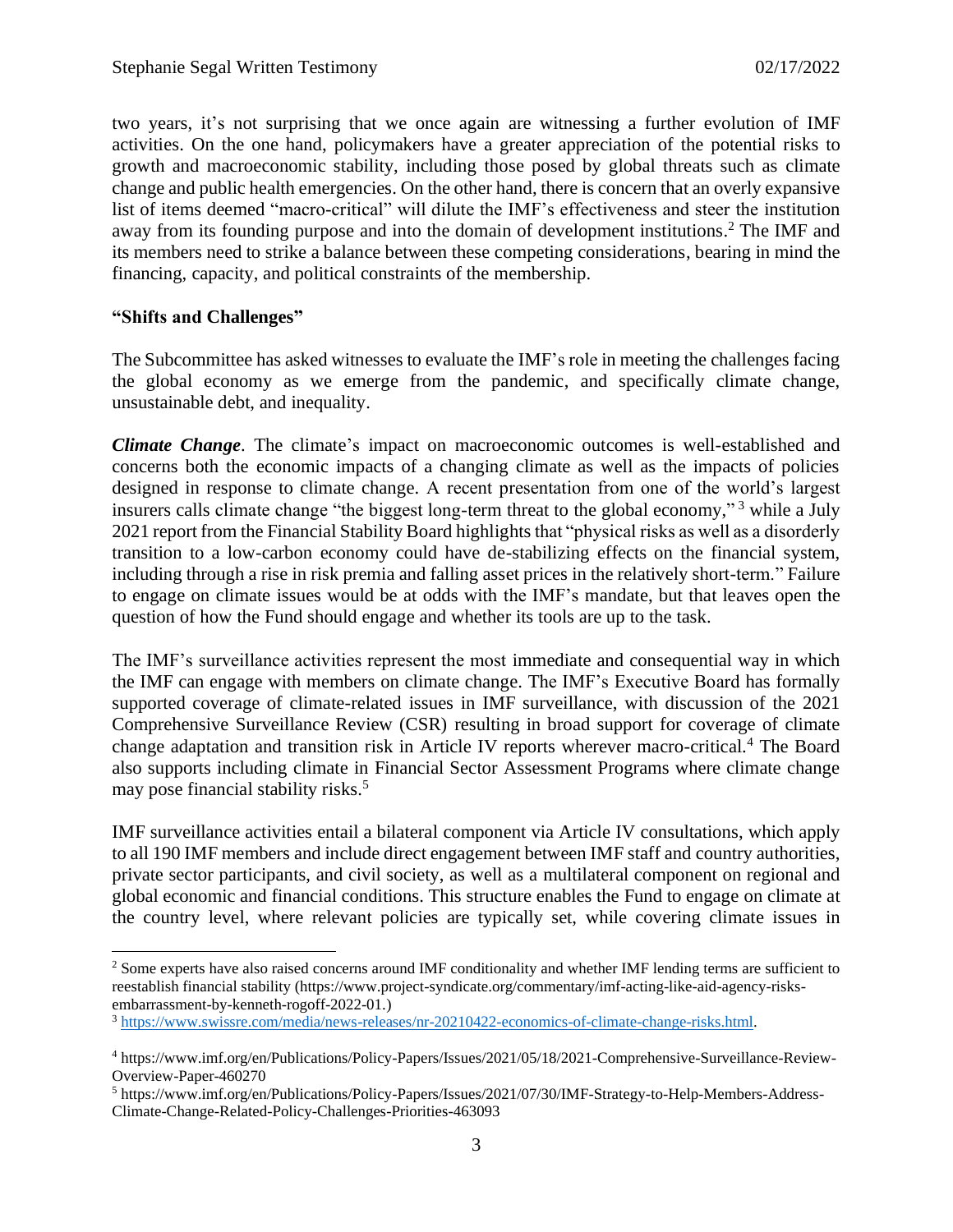two years, it's not surprising that we once again are witnessing a further evolution of IMF activities. On the one hand, policymakers have a greater appreciation of the potential risks to growth and macroeconomic stability, including those posed by global threats such as climate change and public health emergencies. On the other hand, there is concern that an overly expansive list of items deemed "macro-critical" will dilute the IMF's effectiveness and steer the institution away from its founding purpose and into the domain of development institutions.[2] The IMF and its members need to strike a balance between these competing considerations, bearing in mind the financing, capacity, and political constraints of the membership.

**"Shifts and Challenges"**

The Subcommittee has asked witnesses to evaluate the IMF's role in meeting the challenges facing the global economy as we emerge from the pandemic, and specifically climate change, unsustainable debt, and inequality.

***Climate Change***. The climate's impact on macroeconomic outcomes is well-established and concerns both the economic impacts of a changing climate as well as the impacts of policies designed in response to climate change. A recent presentation from one of the world's largest insurers calls climate change "the biggest long-term threat to the global economy," [3] while a July 2021 report from the Financial Stability Board highlights that "physical risks as well as a disorderly transition to a low-carbon economy could have de-stabilizing effects on the financial system, including through a rise in risk premia and falling asset prices in the relatively short-term." Failure to engage on climate issues would be at odds with the IMF's mandate, but that leaves open the question of how the Fund should engage and whether its tools are up to the task.

The IMF's surveillance activities represent the most immediate and consequential way in which the IMF can engage with members on climate change. The IMF's Executive Board has formally supported coverage of climate-related issues in IMF surveillance, with discussion of the 2021 Comprehensive Surveillance Review (CSR) resulting in broad support for coverage of climate change adaptation and transition risk in Article IV reports wherever macro-critical.[4] The Board also supports including climate in Financial Sector Assessment Programs where climate change may pose financial stability risks.[5]

IMF surveillance activities entail a bilateral component via Article IV consultations, which apply to all 190 IMF members and include direct engagement between IMF staff and country authorities, private sector participants, and civil society, as well as a multilateral component on regional and global economic and financial conditions. This structure enables the Fund to engage on climate at the country level, where relevant policies are typically set, while covering climate issues in

---

[2] Some experts have also raised concerns around IMF conditionality and whether IMF lending terms are sufficient to reestablish financial stability (https://www.project-syndicate.org/commentary/imf-acting-like-aid-agency-risks-embarrassment-by-kenneth-rogoff-2022-01.)

[3] https://www.swissre.com/media/news-releases/nr-20210422-economics-of-climate-change-risks.html.

[4] https://www.imf.org/en/Publications/Policy-Papers/Issues/2021/05/18/2021-Comprehensive-Surveillance-Review-Overview-Paper-460270

[5] https://www.imf.org/en/Publications/Policy-Papers/Issues/2021/07/30/IMF-Strategy-to-Help-Members-Address-Climate-Change-Related-Policy-Challenges-Priorities-463093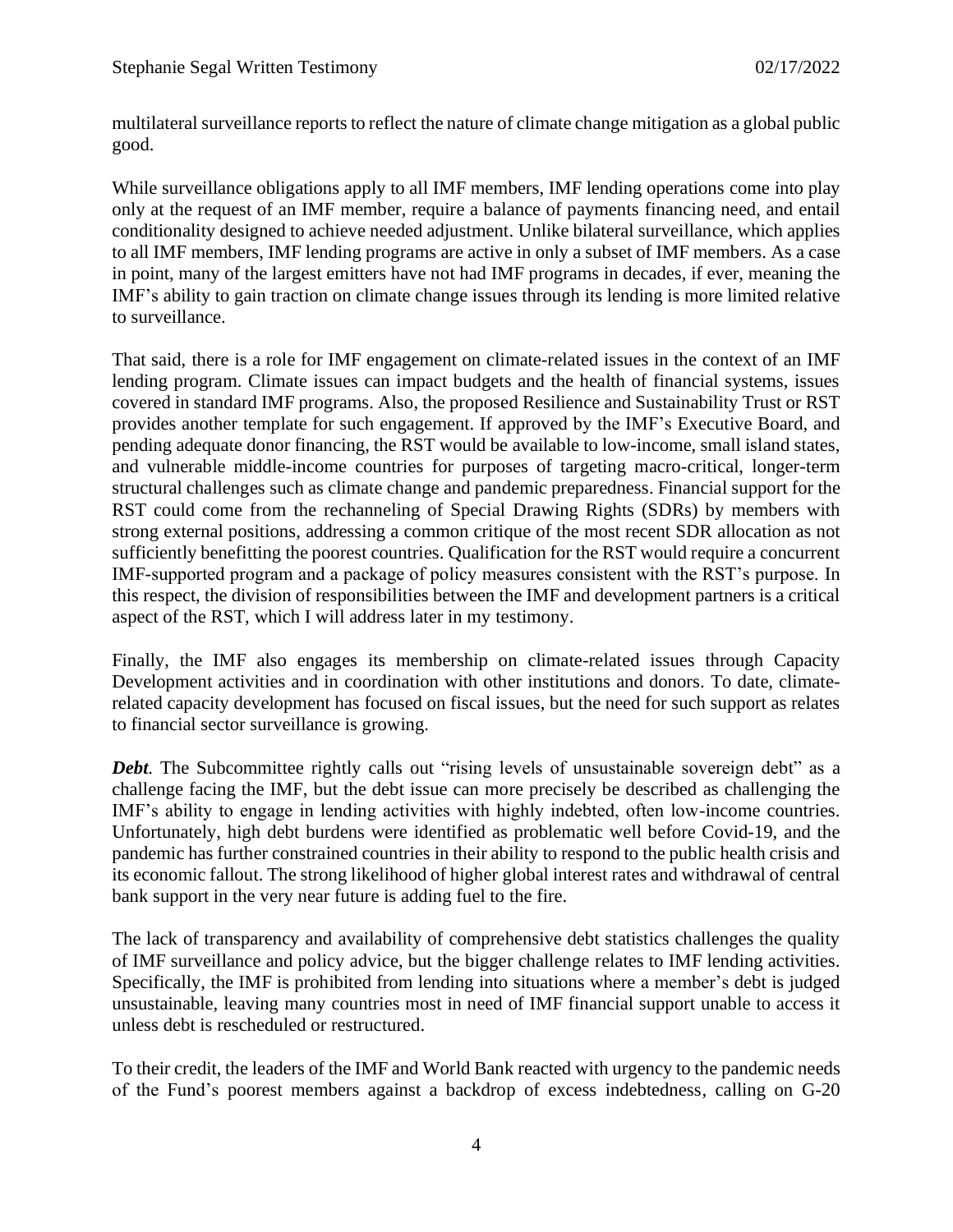multilateral surveillance reports to reflect the nature of climate change mitigation as a global public good.

While surveillance obligations apply to all IMF members, IMF lending operations come into play only at the request of an IMF member, require a balance of payments financing need, and entail conditionality designed to achieve needed adjustment. Unlike bilateral surveillance, which applies to all IMF members, IMF lending programs are active in only a subset of IMF members. As a case in point, many of the largest emitters have not had IMF programs in decades, if ever, meaning the IMF's ability to gain traction on climate change issues through its lending is more limited relative to surveillance.

That said, there is a role for IMF engagement on climate-related issues in the context of an IMF lending program. Climate issues can impact budgets and the health of financial systems, issues covered in standard IMF programs. Also, the proposed Resilience and Sustainability Trust or RST provides another template for such engagement. If approved by the IMF's Executive Board, and pending adequate donor financing, the RST would be available to low-income, small island states, and vulnerable middle-income countries for purposes of targeting macro-critical, longer-term structural challenges such as climate change and pandemic preparedness. Financial support for the RST could come from the rechanneling of Special Drawing Rights (SDRs) by members with strong external positions, addressing a common critique of the most recent SDR allocation as not sufficiently benefitting the poorest countries. Qualification for the RST would require a concurrent IMF-supported program and a package of policy measures consistent with the RST's purpose. In this respect, the division of responsibilities between the IMF and development partners is a critical aspect of the RST, which I will address later in my testimony.

Finally, the IMF also engages its membership on climate-related issues through Capacity Development activities and in coordination with other institutions and donors. To date, climate-related capacity development has focused on fiscal issues, but the need for such support as relates to financial sector surveillance is growing.

***Debt.*** The Subcommittee rightly calls out "rising levels of unsustainable sovereign debt" as a challenge facing the IMF, but the debt issue can more precisely be described as challenging the IMF's ability to engage in lending activities with highly indebted, often low-income countries. Unfortunately, high debt burdens were identified as problematic well before Covid-19, and the pandemic has further constrained countries in their ability to respond to the public health crisis and its economic fallout. The strong likelihood of higher global interest rates and withdrawal of central bank support in the very near future is adding fuel to the fire.

The lack of transparency and availability of comprehensive debt statistics challenges the quality of IMF surveillance and policy advice, but the bigger challenge relates to IMF lending activities. Specifically, the IMF is prohibited from lending into situations where a member's debt is judged unsustainable, leaving many countries most in need of IMF financial support unable to access it unless debt is rescheduled or restructured.

To their credit, the leaders of the IMF and World Bank reacted with urgency to the pandemic needs of the Fund's poorest members against a backdrop of excess indebtedness, calling on G-20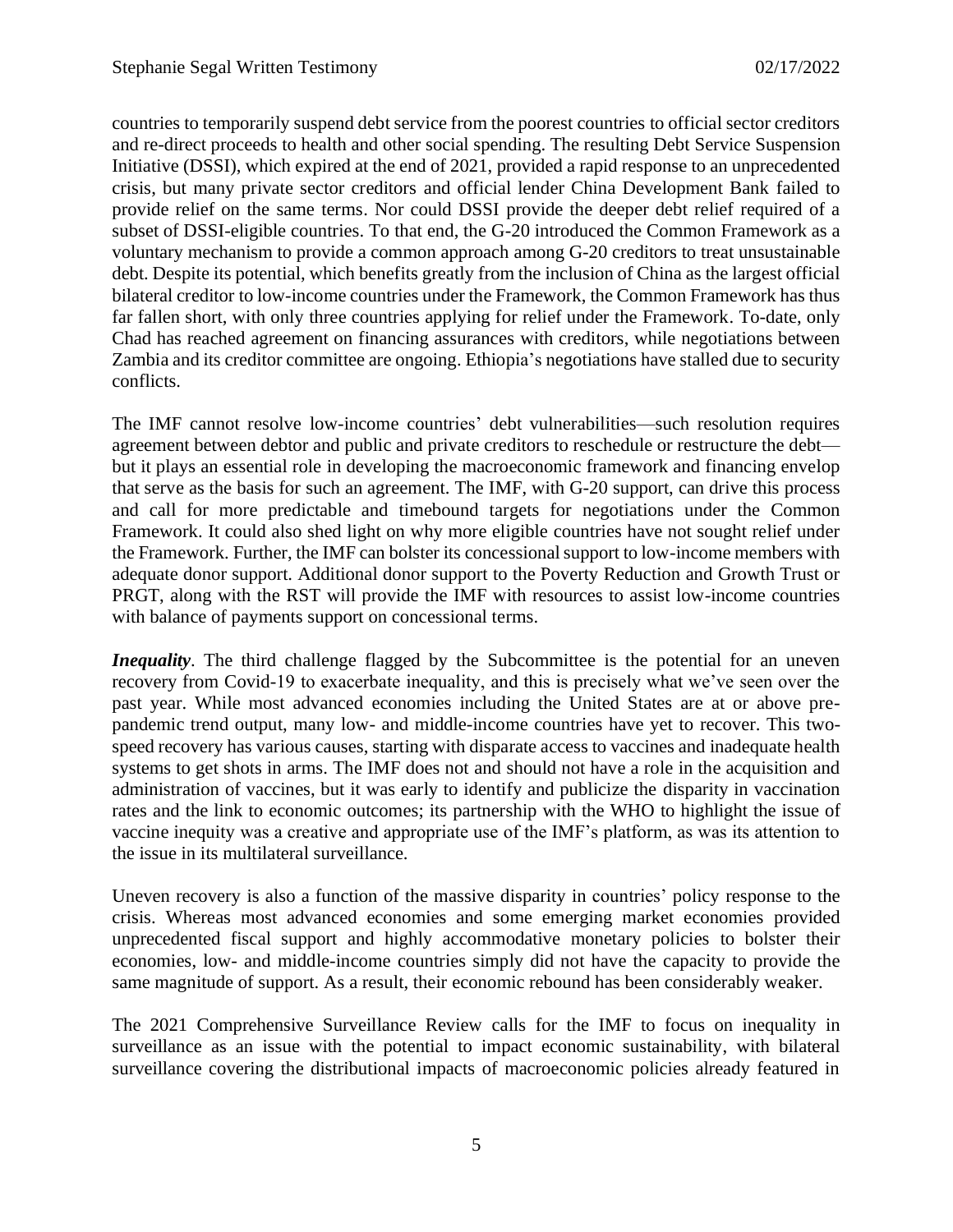countries to temporarily suspend debt service from the poorest countries to official sector creditors and re-direct proceeds to health and other social spending. The resulting Debt Service Suspension Initiative (DSSI), which expired at the end of 2021, provided a rapid response to an unprecedented crisis, but many private sector creditors and official lender China Development Bank failed to provide relief on the same terms. Nor could DSSI provide the deeper debt relief required of a subset of DSSI-eligible countries. To that end, the G-20 introduced the Common Framework as a voluntary mechanism to provide a common approach among G-20 creditors to treat unsustainable debt. Despite its potential, which benefits greatly from the inclusion of China as the largest official bilateral creditor to low-income countries under the Framework, the Common Framework has thus far fallen short, with only three countries applying for relief under the Framework. To-date, only Chad has reached agreement on financing assurances with creditors, while negotiations between Zambia and its creditor committee are ongoing. Ethiopia's negotiations have stalled due to security conflicts.

The IMF cannot resolve low-income countries' debt vulnerabilities—such resolution requires agreement between debtor and public and private creditors to reschedule or restructure the debt—but it plays an essential role in developing the macroeconomic framework and financing envelop that serve as the basis for such an agreement. The IMF, with G-20 support, can drive this process and call for more predictable and timebound targets for negotiations under the Common Framework. It could also shed light on why more eligible countries have not sought relief under the Framework. Further, the IMF can bolster its concessional support to low-income members with adequate donor support. Additional donor support to the Poverty Reduction and Growth Trust or PRGT, along with the RST will provide the IMF with resources to assist low-income countries with balance of payments support on concessional terms.

***Inequality***. The third challenge flagged by the Subcommittee is the potential for an uneven recovery from Covid-19 to exacerbate inequality, and this is precisely what we've seen over the past year. While most advanced economies including the United States are at or above pre-pandemic trend output, many low- and middle-income countries have yet to recover. This two-speed recovery has various causes, starting with disparate access to vaccines and inadequate health systems to get shots in arms. The IMF does not and should not have a role in the acquisition and administration of vaccines, but it was early to identify and publicize the disparity in vaccination rates and the link to economic outcomes; its partnership with the WHO to highlight the issue of vaccine inequity was a creative and appropriate use of the IMF's platform, as was its attention to the issue in its multilateral surveillance.

Uneven recovery is also a function of the massive disparity in countries' policy response to the crisis. Whereas most advanced economies and some emerging market economies provided unprecedented fiscal support and highly accommodative monetary policies to bolster their economies, low- and middle-income countries simply did not have the capacity to provide the same magnitude of support. As a result, their economic rebound has been considerably weaker.

The 2021 Comprehensive Surveillance Review calls for the IMF to focus on inequality in surveillance as an issue with the potential to impact economic sustainability, with bilateral surveillance covering the distributional impacts of macroeconomic policies already featured in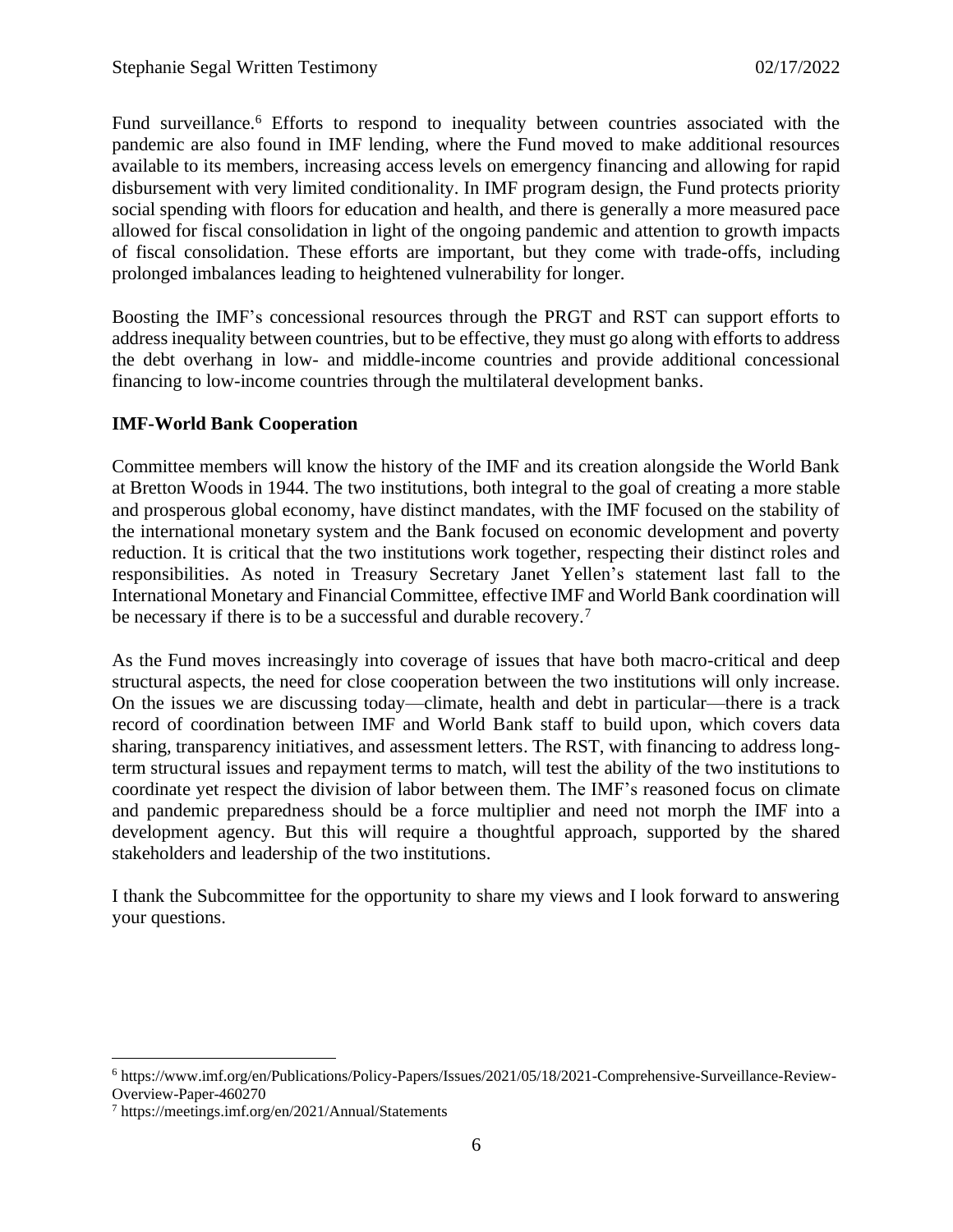Fund surveillance.[6] Efforts to respond to inequality between countries associated with the pandemic are also found in IMF lending, where the Fund moved to make additional resources available to its members, increasing access levels on emergency financing and allowing for rapid disbursement with very limited conditionality. In IMF program design, the Fund protects priority social spending with floors for education and health, and there is generally a more measured pace allowed for fiscal consolidation in light of the ongoing pandemic and attention to growth impacts of fiscal consolidation. These efforts are important, but they come with trade-offs, including prolonged imbalances leading to heightened vulnerability for longer.

Boosting the IMF's concessional resources through the PRGT and RST can support efforts to address inequality between countries, but to be effective, they must go along with efforts to address the debt overhang in low- and middle-income countries and provide additional concessional financing to low-income countries through the multilateral development banks.

**IMF-World Bank Cooperation**

Committee members will know the history of the IMF and its creation alongside the World Bank at Bretton Woods in 1944. The two institutions, both integral to the goal of creating a more stable and prosperous global economy, have distinct mandates, with the IMF focused on the stability of the international monetary system and the Bank focused on economic development and poverty reduction. It is critical that the two institutions work together, respecting their distinct roles and responsibilities. As noted in Treasury Secretary Janet Yellen's statement last fall to the International Monetary and Financial Committee, effective IMF and World Bank coordination will be necessary if there is to be a successful and durable recovery.[7]

As the Fund moves increasingly into coverage of issues that have both macro-critical and deep structural aspects, the need for close cooperation between the two institutions will only increase. On the issues we are discussing today—climate, health and debt in particular—there is a track record of coordination between IMF and World Bank staff to build upon, which covers data sharing, transparency initiatives, and assessment letters. The RST, with financing to address long-term structural issues and repayment terms to match, will test the ability of the two institutions to coordinate yet respect the division of labor between them. The IMF's reasoned focus on climate and pandemic preparedness should be a force multiplier and need not morph the IMF into a development agency. But this will require a thoughtful approach, supported by the shared stakeholders and leadership of the two institutions.

I thank the Subcommittee for the opportunity to share my views and I look forward to answering your questions.

---

[6] https://www.imf.org/en/Publications/Policy-Papers/Issues/2021/05/18/2021-Comprehensive-Surveillance-Review-Overview-Paper-460270

[7] https://meetings.imf.org/en/2021/Annual/Statements